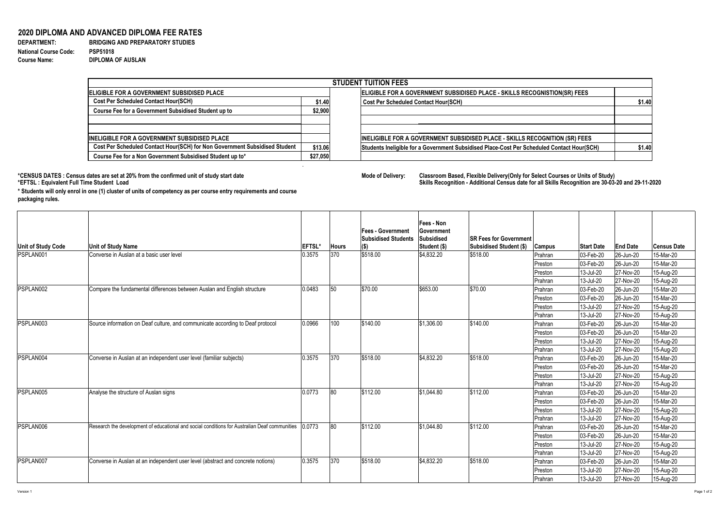## 2020 DIPLOMA AND ADVANCED DIPLOMA FEE RATES

**DEPARTMENT:** BRIDGING AND PREPARATORY STUDIES
**National Course Code:** PSP51018
**Course Name:** DIPLOMA OF AUSLAN

| STUDENT TUITION FEES | | | |
|---|---|---|---|
| **ELIGIBLE FOR A GOVERNMENT SUBSIDISED PLACE** | | **ELIGIBLE FOR A GOVERNMENT SUBSIDISED PLACE - SKILLS RECOGNISTION(SR) FEES** | |
| Cost Per Scheduled Contact Hour(SCH) | $1.40 | Cost Per Scheduled Contact Hour(SCH) | $1.40 |
| Course Fee for a Government Subsidised Student up to | $2,900 | | |
| | | | |
| **INELIGIBLE FOR A GOVERNMENT SUBSIDISED PLACE** | | **INELIGIBLE FOR A GOVERNMENT SUBSIDISED PLACE - SKILLS RECOGNITION (SR) FEES** | |
| Cost Per Scheduled Contact Hour(SCH) for Non Government Subsidised Student | $13.06 | Students Ineligible for a Government Subsidised Place-Cost Per Scheduled Contact Hour(SCH) | $1.40 |
| Course Fee for a Non Government Subsidised Student up to* | $27,050 | | |

**\*CENSUS DATES : Census dates are set at 20% from the confirmed unit of study start date**
**\*EFTSL : Equivalent Full Time Student Load**

**Mode of Delivery:** Classroom Based, Flexible Delivery(Only for Select Courses or Units of Study)
Skills Recognition - Additional Census date for all Skills Recognition are 30-03-20 and 29-11-2020

**\* Students will only enrol in one (1) cluster of units of competency as per course entry requirements and course packaging rules.**

| Unit of Study Code | Unit of Study Name | EFTSL* | Hours | Fees - Government Subsidised Students ($) | Fees - Non Government Subsidised Student ($) | SR Fees for Government Subsidised Student ($) | Campus | Start Date | End Date | Census Date |
|---|---|---|---|---|---|---|---|---|---|---|
| PSPLAN001 | Converse in Auslan at a basic user level | 0.3575 | 370 | $518.00 | $4,832.20 | $518.00 | Prahran | 03-Feb-20 | 26-Jun-20 | 15-Mar-20 |
| | | | | | | | Preston | 03-Feb-20 | 26-Jun-20 | 15-Mar-20 |
| | | | | | | | Preston | 13-Jul-20 | 27-Nov-20 | 15-Aug-20 |
| | | | | | | | Prahran | 13-Jul-20 | 27-Nov-20 | 15-Aug-20 |
| PSPLAN002 | Compare the fundamental differences between Auslan and English structure | 0.0483 | 50 | $70.00 | $653.00 | $70.00 | Prahran | 03-Feb-20 | 26-Jun-20 | 15-Mar-20 |
| | | | | | | | Preston | 03-Feb-20 | 26-Jun-20 | 15-Mar-20 |
| | | | | | | | Preston | 13-Jul-20 | 27-Nov-20 | 15-Aug-20 |
| | | | | | | | Prahran | 13-Jul-20 | 27-Nov-20 | 15-Aug-20 |
| PSPLAN003 | Source information on Deaf culture, and communicate according to Deaf protocol | 0.0966 | 100 | $140.00 | $1,306.00 | $140.00 | Prahran | 03-Feb-20 | 26-Jun-20 | 15-Mar-20 |
| | | | | | | | Preston | 03-Feb-20 | 26-Jun-20 | 15-Mar-20 |
| | | | | | | | Preston | 13-Jul-20 | 27-Nov-20 | 15-Aug-20 |
| | | | | | | | Prahran | 13-Jul-20 | 27-Nov-20 | 15-Aug-20 |
| PSPLAN004 | Converse in Auslan at an independent user level (familiar subjects) | 0.3575 | 370 | $518.00 | $4,832.20 | $518.00 | Prahran | 03-Feb-20 | 26-Jun-20 | 15-Mar-20 |
| | | | | | | | Preston | 03-Feb-20 | 26-Jun-20 | 15-Mar-20 |
| | | | | | | | Preston | 13-Jul-20 | 27-Nov-20 | 15-Aug-20 |
| | | | | | | | Prahran | 13-Jul-20 | 27-Nov-20 | 15-Aug-20 |
| PSPLAN005 | Analyse the structure of Auslan signs | 0.0773 | 80 | $112.00 | $1,044.80 | $112.00 | Prahran | 03-Feb-20 | 26-Jun-20 | 15-Mar-20 |
| | | | | | | | Preston | 03-Feb-20 | 26-Jun-20 | 15-Mar-20 |
| | | | | | | | Preston | 13-Jul-20 | 27-Nov-20 | 15-Aug-20 |
| | | | | | | | Prahran | 13-Jul-20 | 27-Nov-20 | 15-Aug-20 |
| PSPLAN006 | Research the development of educational and social conditions for Australian Deaf communities | 0.0773 | 80 | $112.00 | $1,044.80 | $112.00 | Prahran | 03-Feb-20 | 26-Jun-20 | 15-Mar-20 |
| | | | | | | | Preston | 03-Feb-20 | 26-Jun-20 | 15-Mar-20 |
| | | | | | | | Preston | 13-Jul-20 | 27-Nov-20 | 15-Aug-20 |
| | | | | | | | Prahran | 13-Jul-20 | 27-Nov-20 | 15-Aug-20 |
| PSPLAN007 | Converse in Auslan at an independent user level (abstract and concrete notions) | 0.3575 | 370 | $518.00 | $4,832.20 | $518.00 | Prahran | 03-Feb-20 | 26-Jun-20 | 15-Mar-20 |
| | | | | | | | Preston | 13-Jul-20 | 27-Nov-20 | 15-Aug-20 |
| | | | | | | | Prahran | 13-Jul-20 | 27-Nov-20 | 15-Aug-20 |

Version 1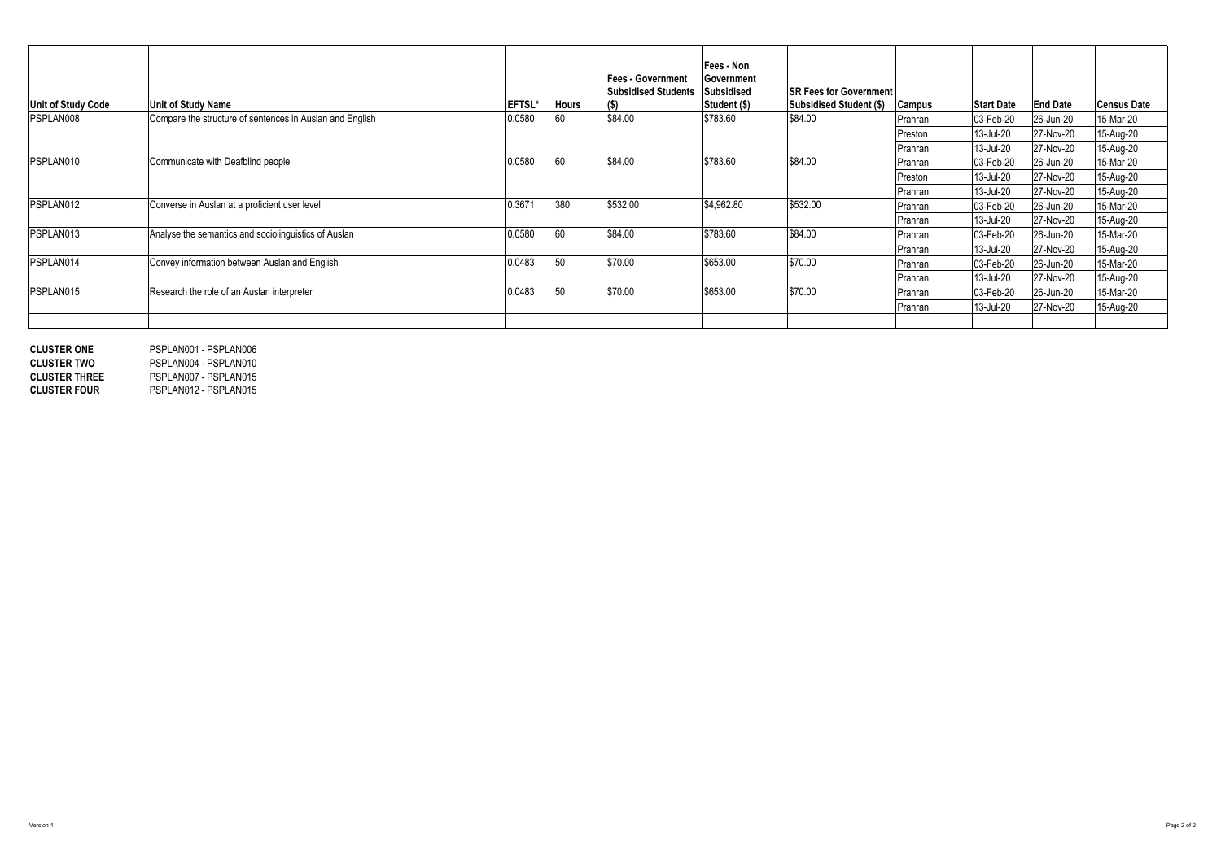| Unit of Study Code | Unit of Study Name | EFTSL* | Hours | Fees - Government Subsidised Students ($) | Fees - Non Government Subsidised Student ($) | SR Fees for Government Subsidised Student ($) | Campus | Start Date | End Date | Census Date |
|---|---|---|---|---|---|---|---|---|---|---|
| PSPLAN008 | Compare the structure of sentences in Auslan and English | 0.0580 | 60 | $84.00 | $783.60 | $84.00 | Prahran | 03-Feb-20 | 26-Jun-20 | 15-Mar-20 |
| | | | | | | | Preston | 13-Jul-20 | 27-Nov-20 | 15-Aug-20 |
| | | | | | | | Prahran | 13-Jul-20 | 27-Nov-20 | 15-Aug-20 |
| PSPLAN010 | Communicate with Deafblind people | 0.0580 | 60 | $84.00 | $783.60 | $84.00 | Prahran | 03-Feb-20 | 26-Jun-20 | 15-Mar-20 |
| | | | | | | | Preston | 13-Jul-20 | 27-Nov-20 | 15-Aug-20 |
| | | | | | | | Prahran | 13-Jul-20 | 27-Nov-20 | 15-Aug-20 |
| PSPLAN012 | Converse in Auslan at a proficient user level | 0.3671 | 380 | $532.00 | $4,962.80 | $532.00 | Prahran | 03-Feb-20 | 26-Jun-20 | 15-Mar-20 |
| | | | | | | | Prahran | 13-Jul-20 | 27-Nov-20 | 15-Aug-20 |
| PSPLAN013 | Analyse the semantics and sociolinguistics of Auslan | 0.0580 | 60 | $84.00 | $783.60 | $84.00 | Prahran | 03-Feb-20 | 26-Jun-20 | 15-Mar-20 |
| | | | | | | | Prahran | 13-Jul-20 | 27-Nov-20 | 15-Aug-20 |
| PSPLAN014 | Convey information between Auslan and English | 0.0483 | 50 | $70.00 | $653.00 | $70.00 | Prahran | 03-Feb-20 | 26-Jun-20 | 15-Mar-20 |
| | | | | | | | Prahran | 13-Jul-20 | 27-Nov-20 | 15-Aug-20 |
| PSPLAN015 | Research the role of an Auslan interpreter | 0.0483 | 50 | $70.00 | $653.00 | $70.00 | Prahran | 03-Feb-20 | 26-Jun-20 | 15-Mar-20 |
| | | | | | | | Prahran | 13-Jul-20 | 27-Nov-20 | 15-Aug-20 |

**CLUSTER ONE** PSPLAN001 - PSPLAN006
**CLUSTER TWO** PSPLAN004 - PSPLAN010
**CLUSTER THREE** PSPLAN007 - PSPLAN015
**CLUSTER FOUR** PSPLAN012 - PSPLAN015

Version 1